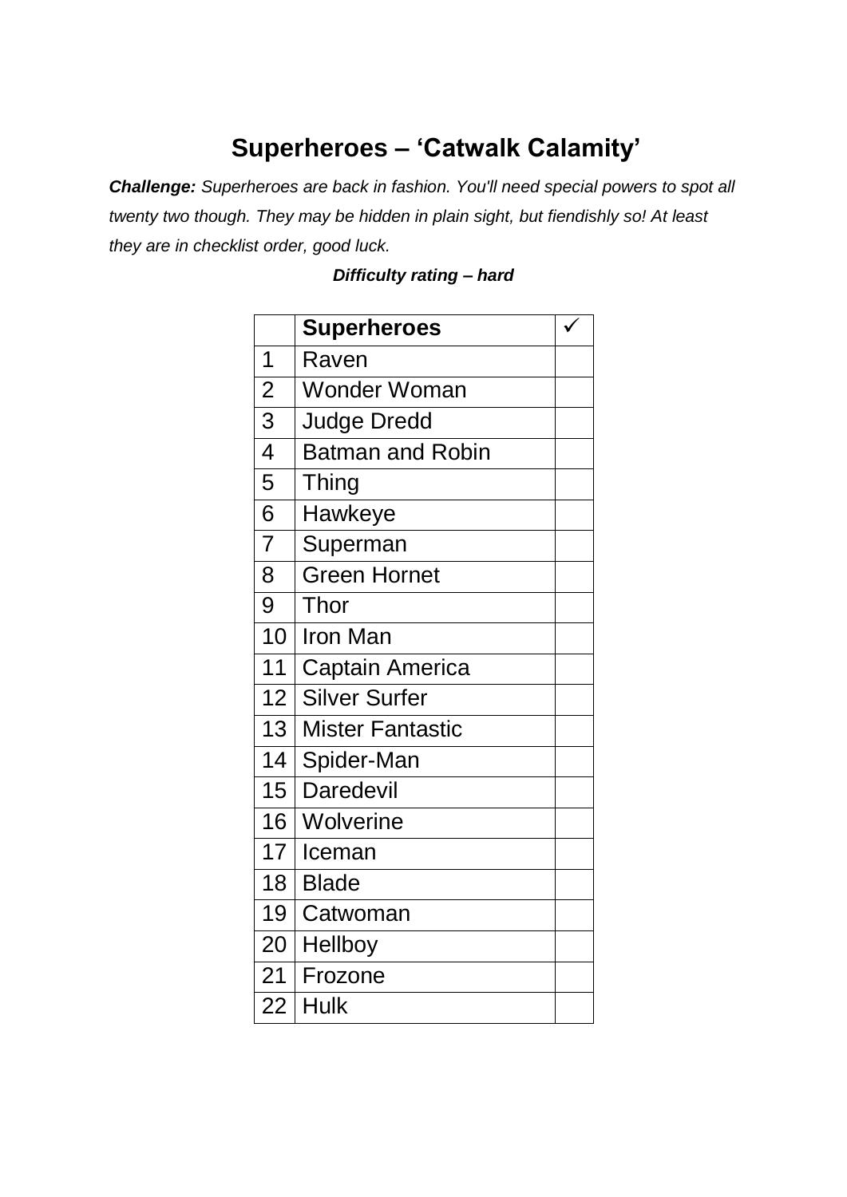# Superheroes – 'Catwalk Calamity'

***Challenge:*** *Superheroes are back in fashion. You'll need special powers to spot all twenty two though. They may be hidden in plain sight, but fiendishly so! At least they are in checklist order, good luck.*

***Difficulty rating – hard***

| | **Superheroes** | ✓ |
|---|---|---|
| 1 | Raven | |
| 2 | Wonder Woman | |
| 3 | Judge Dredd | |
| 4 | Batman and Robin | |
| 5 | Thing | |
| 6 | Hawkeye | |
| 7 | Superman | |
| 8 | Green Hornet | |
| 9 | Thor | |
| 10 | Iron Man | |
| 11 | Captain America | |
| 12 | Silver Surfer | |
| 13 | Mister Fantastic | |
| 14 | Spider-Man | |
| 15 | Daredevil | |
| 16 | Wolverine | |
| 17 | Iceman | |
| 18 | Blade | |
| 19 | Catwoman | |
| 20 | Hellboy | |
| 21 | Frozone | |
| 22 | Hulk | |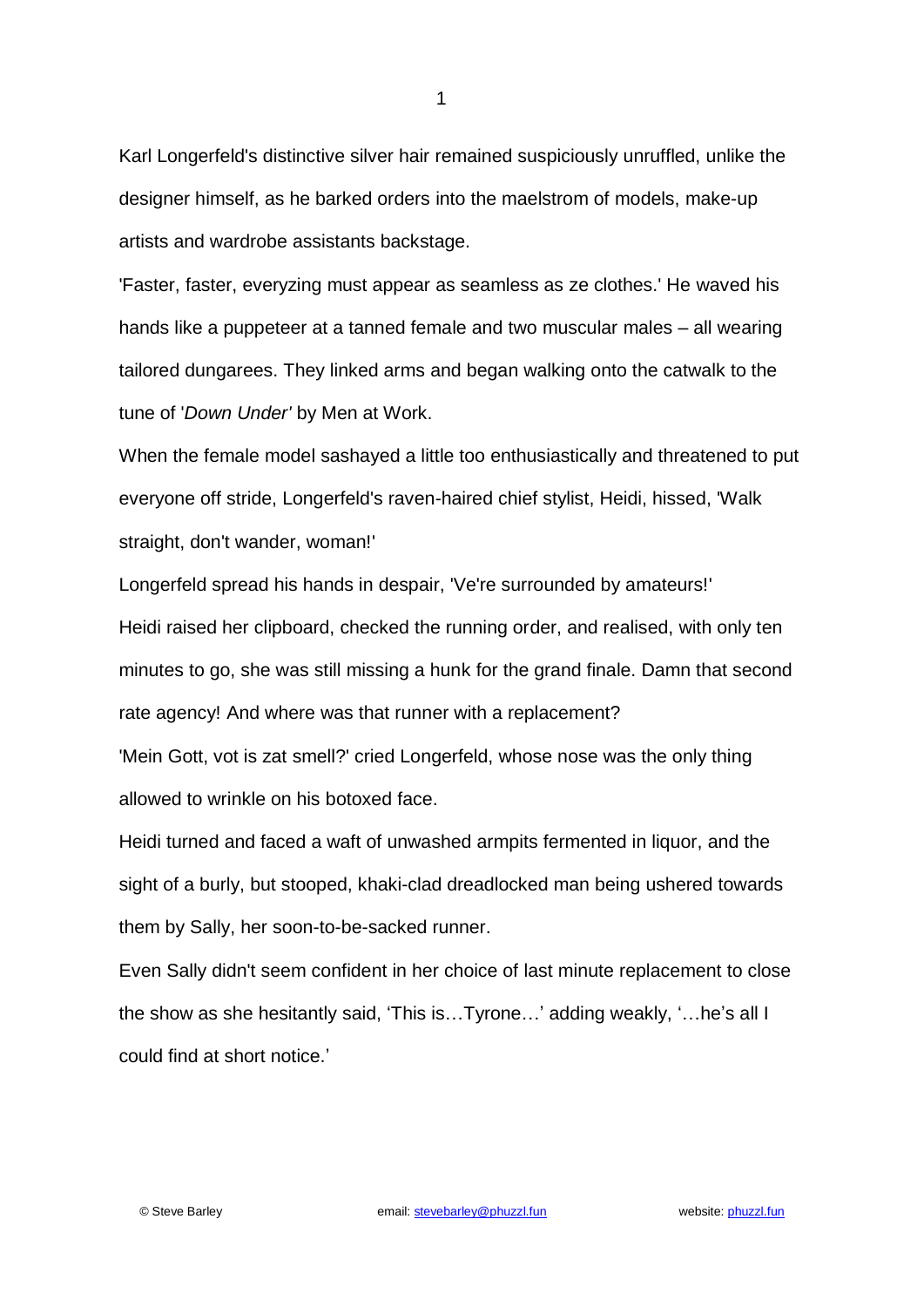Karl Longerfeld's distinctive silver hair remained suspiciously unruffled, unlike the designer himself, as he barked orders into the maelstrom of models, make-up artists and wardrobe assistants backstage.

'Faster, faster, everyzing must appear as seamless as ze clothes.' He waved his hands like a puppeteer at a tanned female and two muscular males – all wearing tailored dungarees. They linked arms and began walking onto the catwalk to the tune of '*Down Under'* by Men at Work.

When the female model sashayed a little too enthusiastically and threatened to put everyone off stride, Longerfeld's raven-haired chief stylist, Heidi, hissed, 'Walk straight, don't wander, woman!'

Longerfeld spread his hands in despair, 'Ve're surrounded by amateurs!'

Heidi raised her clipboard, checked the running order, and realised, with only ten minutes to go, she was still missing a hunk for the grand finale. Damn that second rate agency! And where was that runner with a replacement?

'Mein Gott, vot is zat smell?' cried Longerfeld, whose nose was the only thing allowed to wrinkle on his botoxed face.

Heidi turned and faced a waft of unwashed armpits fermented in liquor, and the sight of a burly, but stooped, khaki-clad dreadlocked man being ushered towards them by Sally, her soon-to-be-sacked runner.

Even Sally didn't seem confident in her choice of last minute replacement to close the show as she hesitantly said, 'This is…Tyrone…' adding weakly, '…he's all I could find at short notice.'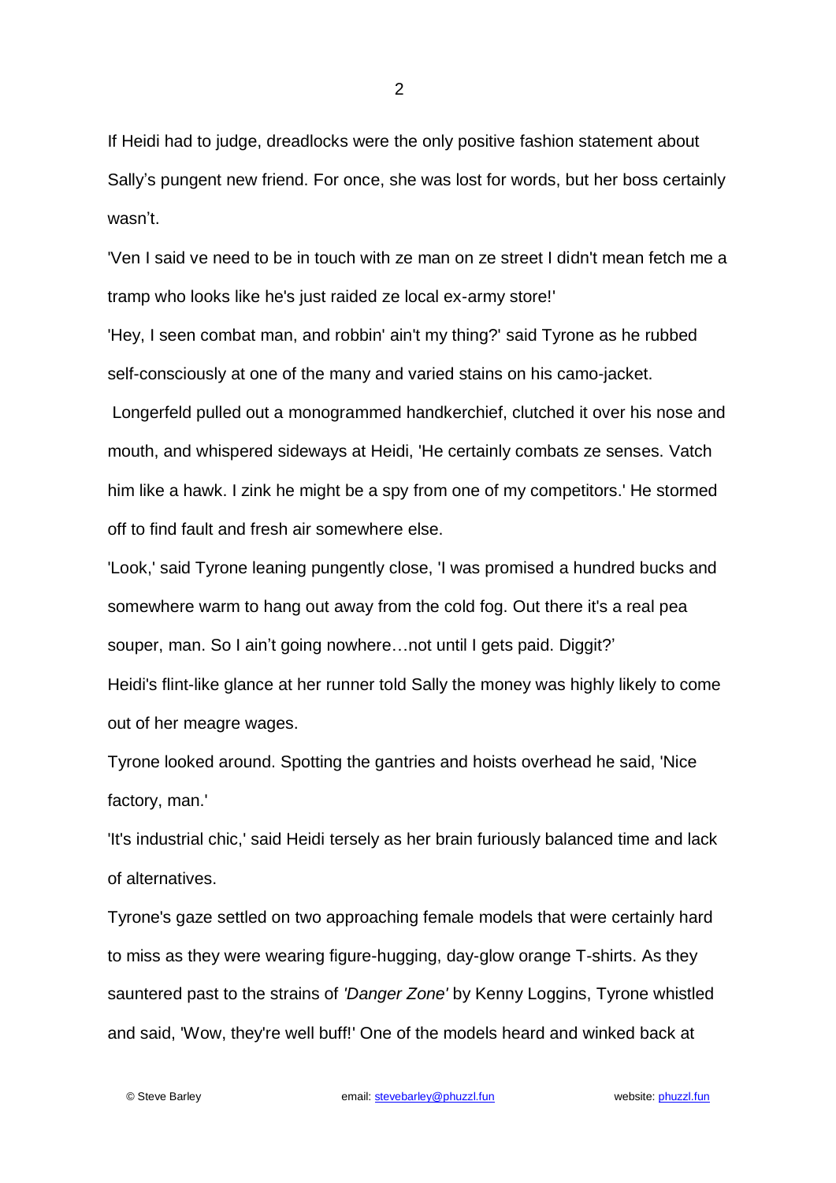If Heidi had to judge, dreadlocks were the only positive fashion statement about Sally's pungent new friend. For once, she was lost for words, but her boss certainly wasn't.

'Ven I said ve need to be in touch with ze man on ze street I didn't mean fetch me a tramp who looks like he's just raided ze local ex-army store!'

'Hey, I seen combat man, and robbin' ain't my thing?' said Tyrone as he rubbed self-consciously at one of the many and varied stains on his camo-jacket.

Longerfeld pulled out a monogrammed handkerchief, clutched it over his nose and mouth, and whispered sideways at Heidi, 'He certainly combats ze senses. Vatch him like a hawk. I zink he might be a spy from one of my competitors.' He stormed off to find fault and fresh air somewhere else.

'Look,' said Tyrone leaning pungently close, 'I was promised a hundred bucks and somewhere warm to hang out away from the cold fog. Out there it's a real pea souper, man. So I ain't going nowhere…not until I gets paid. Diggit?'

Heidi's flint-like glance at her runner told Sally the money was highly likely to come out of her meagre wages.

Tyrone looked around. Spotting the gantries and hoists overhead he said, 'Nice factory, man.'

'It's industrial chic,' said Heidi tersely as her brain furiously balanced time and lack of alternatives.

Tyrone's gaze settled on two approaching female models that were certainly hard to miss as they were wearing figure-hugging, day-glow orange T-shirts. As they sauntered past to the strains of *'Danger Zone'* by Kenny Loggins, Tyrone whistled and said, 'Wow, they're well buff!' One of the models heard and winked back at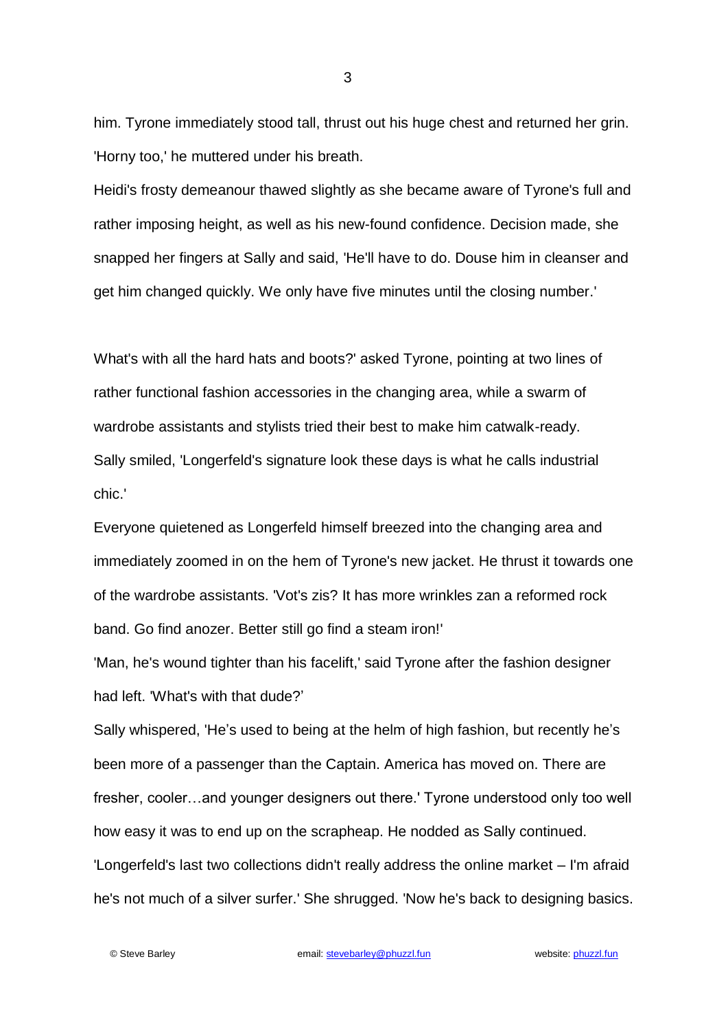him. Tyrone immediately stood tall, thrust out his huge chest and returned her grin. 'Horny too,' he muttered under his breath.

Heidi's frosty demeanour thawed slightly as she became aware of Tyrone's full and rather imposing height, as well as his new-found confidence. Decision made, she snapped her fingers at Sally and said, 'He'll have to do. Douse him in cleanser and get him changed quickly. We only have five minutes until the closing number.'

What's with all the hard hats and boots?' asked Tyrone, pointing at two lines of rather functional fashion accessories in the changing area, while a swarm of wardrobe assistants and stylists tried their best to make him catwalk-ready.

Sally smiled, 'Longerfeld's signature look these days is what he calls industrial chic.'

Everyone quietened as Longerfeld himself breezed into the changing area and immediately zoomed in on the hem of Tyrone's new jacket. He thrust it towards one of the wardrobe assistants. 'Vot's zis? It has more wrinkles zan a reformed rock band. Go find anozer. Better still go find a steam iron!'

'Man, he's wound tighter than his facelift,' said Tyrone after the fashion designer had left. 'What's with that dude?'

Sally whispered, 'He's used to being at the helm of high fashion, but recently he's been more of a passenger than the Captain. America has moved on. There are fresher, cooler…and younger designers out there.' Tyrone understood only too well how easy it was to end up on the scrapheap. He nodded as Sally continued. 'Longerfeld's last two collections didn't really address the online market – I'm afraid he's not much of a silver surfer.' She shrugged. 'Now he's back to designing basics.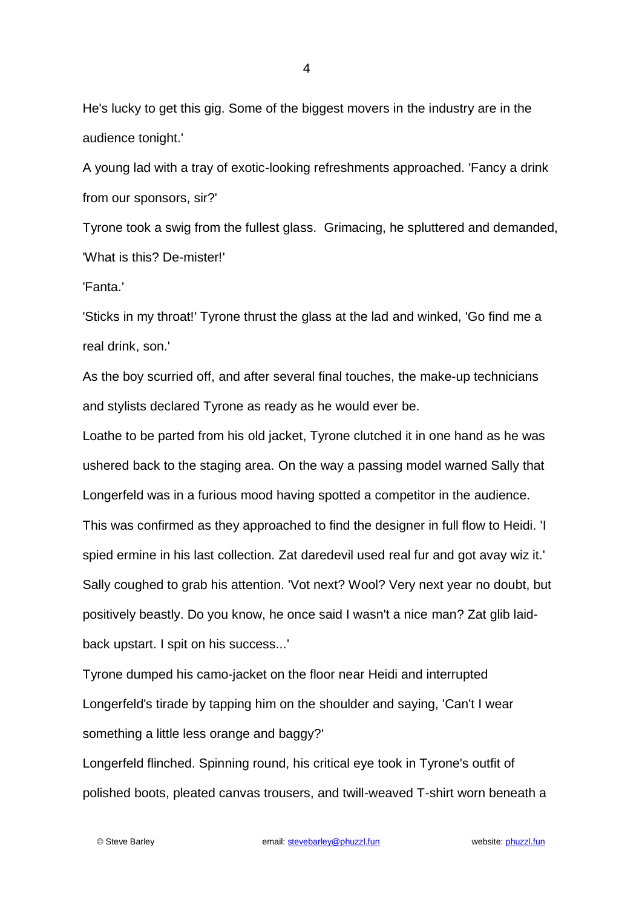He's lucky to get this gig. Some of the biggest movers in the industry are in the audience tonight.'

A young lad with a tray of exotic-looking refreshments approached. 'Fancy a drink from our sponsors, sir?'

Tyrone took a swig from the fullest glass. Grimacing, he spluttered and demanded, 'What is this? De-mister!'

'Fanta.'

'Sticks in my throat!' Tyrone thrust the glass at the lad and winked, 'Go find me a real drink, son.'

As the boy scurried off, and after several final touches, the make-up technicians and stylists declared Tyrone as ready as he would ever be.

Loathe to be parted from his old jacket, Tyrone clutched it in one hand as he was ushered back to the staging area. On the way a passing model warned Sally that Longerfeld was in a furious mood having spotted a competitor in the audience.

This was confirmed as they approached to find the designer in full flow to Heidi. 'I spied ermine in his last collection. Zat daredevil used real fur and got avay wiz it.'

Sally coughed to grab his attention. 'Vot next? Wool? Very next year no doubt, but positively beastly. Do you know, he once said I wasn't a nice man? Zat glib laid-back upstart. I spit on his success...'

Tyrone dumped his camo-jacket on the floor near Heidi and interrupted Longerfeld's tirade by tapping him on the shoulder and saying, 'Can't I wear something a little less orange and baggy?'

Longerfeld flinched. Spinning round, his critical eye took in Tyrone's outfit of polished boots, pleated canvas trousers, and twill-weaved T-shirt worn beneath a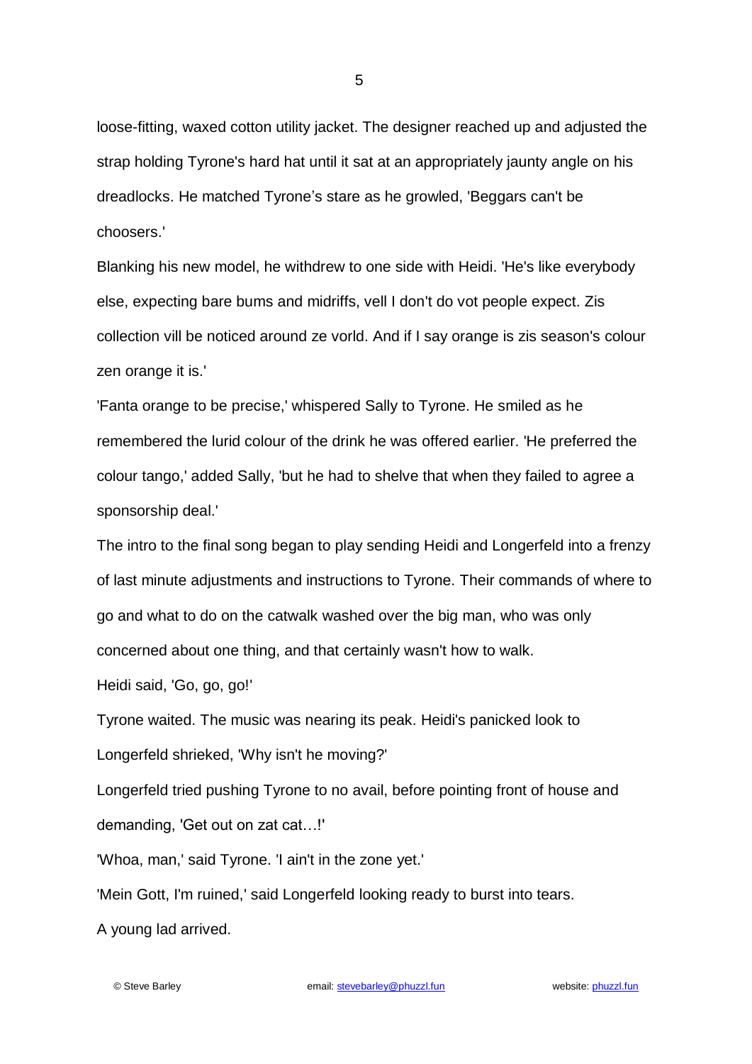loose-fitting, waxed cotton utility jacket. The designer reached up and adjusted the strap holding Tyrone's hard hat until it sat at an appropriately jaunty angle on his dreadlocks. He matched Tyrone's stare as he growled, 'Beggars can't be choosers.'

Blanking his new model, he withdrew to one side with Heidi. 'He's like everybody else, expecting bare bums and midriffs, vell I don't do vot people expect. Zis collection vill be noticed around ze vorld. And if I say orange is zis season's colour zen orange it is.'

'Fanta orange to be precise,' whispered Sally to Tyrone. He smiled as he remembered the lurid colour of the drink he was offered earlier. 'He preferred the colour tango,' added Sally, 'but he had to shelve that when they failed to agree a sponsorship deal.'

The intro to the final song began to play sending Heidi and Longerfeld into a frenzy of last minute adjustments and instructions to Tyrone. Their commands of where to go and what to do on the catwalk washed over the big man, who was only concerned about one thing, and that certainly wasn't how to walk.

Heidi said, 'Go, go, go!'

Tyrone waited. The music was nearing its peak. Heidi's panicked look to Longerfeld shrieked, 'Why isn't he moving?'

Longerfeld tried pushing Tyrone to no avail, before pointing front of house and demanding, 'Get out on zat cat…!'

'Whoa, man,' said Tyrone. 'I ain't in the zone yet.'

'Mein Gott, I'm ruined,' said Longerfeld looking ready to burst into tears.

A young lad arrived.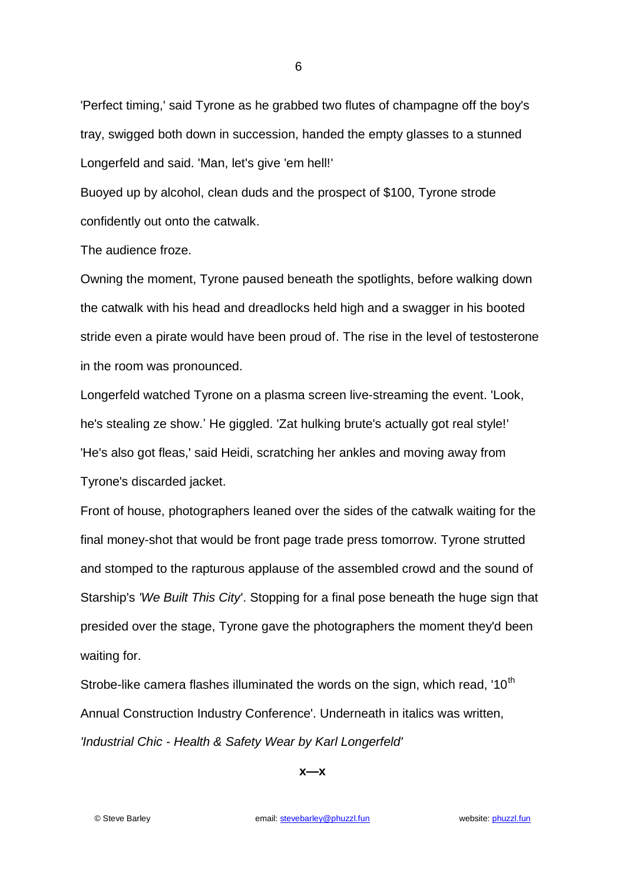'Perfect timing,' said Tyrone as he grabbed two flutes of champagne off the boy's tray, swigged both down in succession, handed the empty glasses to a stunned Longerfeld and said. 'Man, let's give 'em hell!'

Buoyed up by alcohol, clean duds and the prospect of $100, Tyrone strode confidently out onto the catwalk.

The audience froze.

Owning the moment, Tyrone paused beneath the spotlights, before walking down the catwalk with his head and dreadlocks held high and a swagger in his booted stride even a pirate would have been proud of. The rise in the level of testosterone in the room was pronounced.

Longerfeld watched Tyrone on a plasma screen live-streaming the event. 'Look, he's stealing ze show.' He giggled. 'Zat hulking brute's actually got real style!'

'He's also got fleas,' said Heidi, scratching her ankles and moving away from Tyrone's discarded jacket.

Front of house, photographers leaned over the sides of the catwalk waiting for the final money-shot that would be front page trade press tomorrow. Tyrone strutted and stomped to the rapturous applause of the assembled crowd and the sound of Starship's *'We Built This City*'. Stopping for a final pose beneath the huge sign that presided over the stage, Tyrone gave the photographers the moment they'd been waiting for.

Strobe-like camera flashes illuminated the words on the sign, which read, '10th Annual Construction Industry Conference'. Underneath in italics was written, *'Industrial Chic - Health & Safety Wear by Karl Longerfeld'*

**x—x**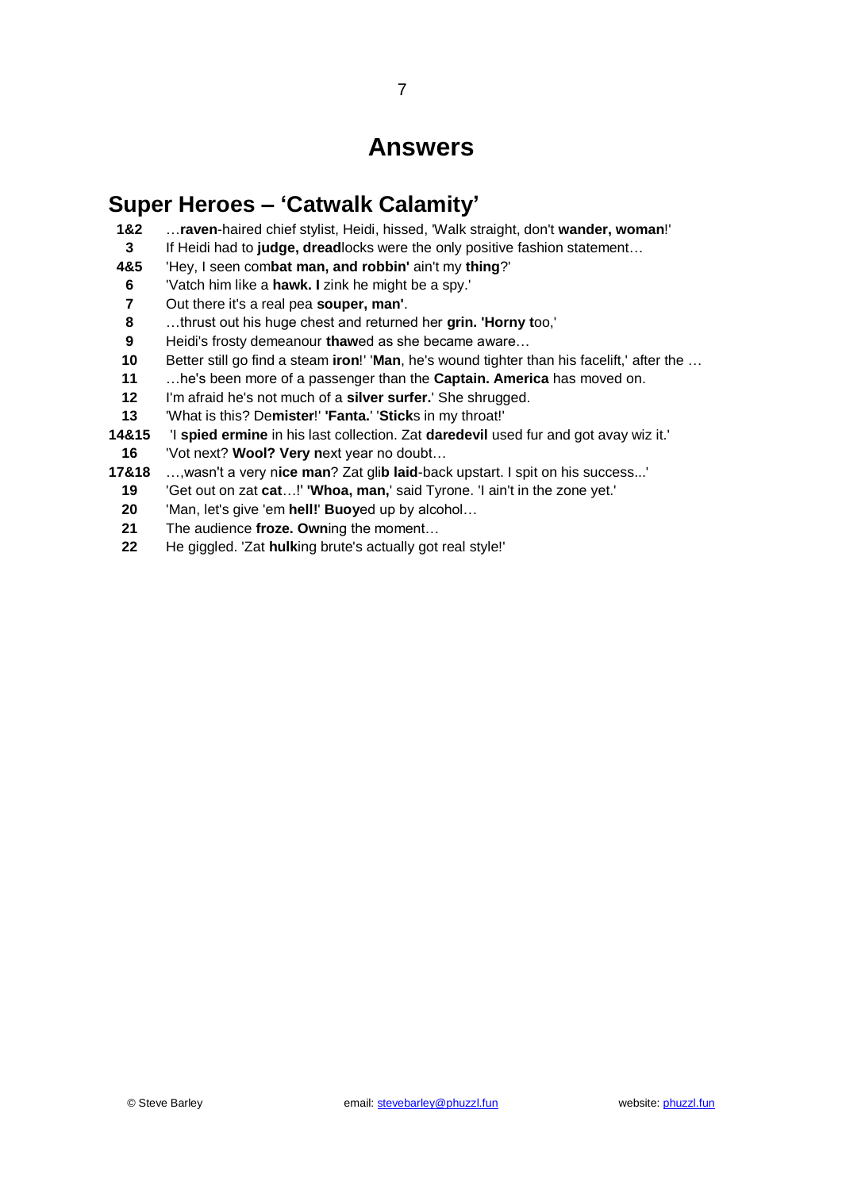# Answers

## Super Heroes – 'Catwalk Calamity'

| | |
|---|---|
| **1&2** | …**raven**-haired chief stylist, Heidi, hissed, 'Walk straight, don't **wander, woman**!' |
| **3** | If Heidi had to **judge, dread**locks were the only positive fashion statement… |
| **4&5** | 'Hey, I seen com**bat man, and robbin'** ain't my **thing**?' |
| **6** | 'Vatch him like a **hawk. I** zink he might be a spy.' |
| **7** | Out there it's a real pea **souper, man'**. |
| **8** | …thrust out his huge chest and returned her **grin. 'Horny t**oo,' |
| **9** | Heidi's frosty demeanour **thaw**ed as she became aware… |
| **10** | Better still go find a steam **iron**!' '**Man**, he's wound tighter than his facelift,' after the … |
| **11** | …he's been more of a passenger than the **Captain. America** has moved on. |
| **12** | I'm afraid he's not much of a **silver surfer.**' She shrugged. |
| **13** | 'What is this? De**mister**!' **'Fanta.**' '**Stick**s in my throat!' |
| **14&15** | 'I **spied ermine** in his last collection. Zat **daredevil** used fur and got avay wiz it.' |
| **16** | 'Vot next? **Wool? Very n**ext year no doubt… |
| **17&18** | …,wasn't a very n**ice man**? Zat gli**b laid**-back upstart. I spit on his success...' |
| **19** | 'Get out on zat **cat**…!' **'Whoa, man,**' said Tyrone. 'I ain't in the zone yet.' |
| **20** | 'Man, let's give 'em **hell!**' **Buoy**ed up by alcohol… |
| **21** | The audience **froze. Own**ing the moment… |
| **22** | He giggled. 'Zat **hulk**ing brute's actually got real style!' |

© Steve Barley email: stevebarley@phuzzl.fun website: phuzzl.fun